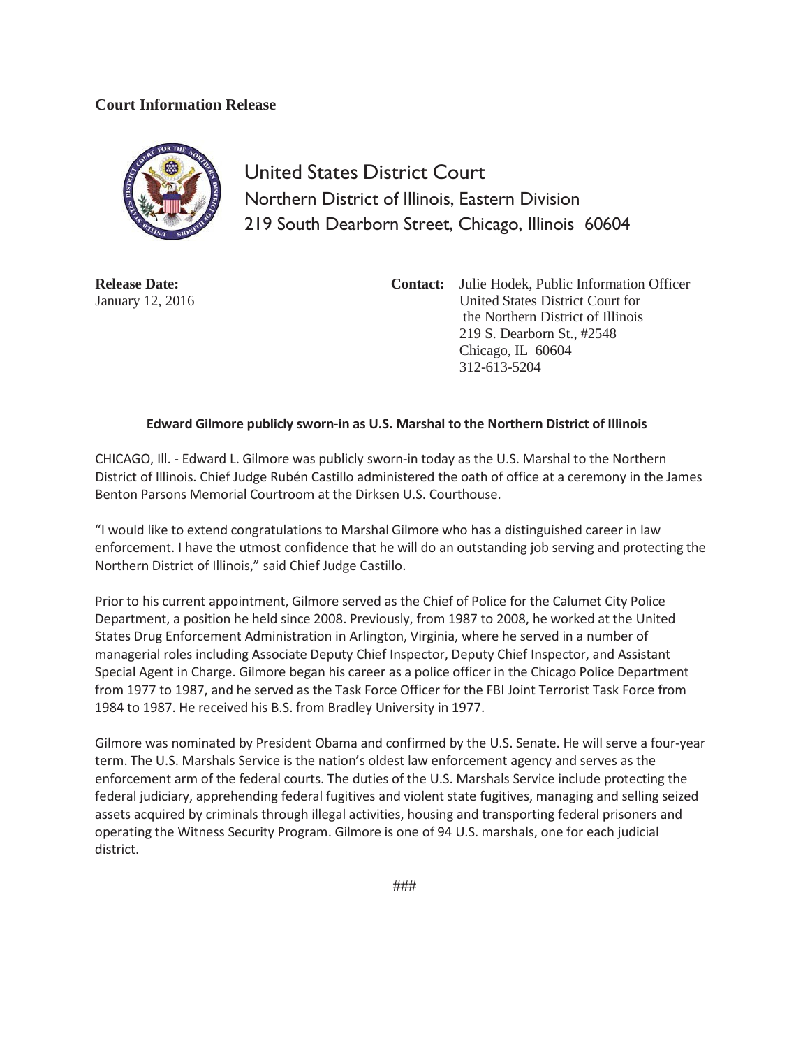**Court Information Release**

# United States District Court
## Northern District of Illinois, Eastern Division
## 219 South Dearborn Street, Chicago, Illinois 60604

**Release Date:**
January 12, 2016

**Contact:** Julie Hodek, Public Information Officer
United States District Court for
the Northern District of Illinois
219 S. Dearborn St., #2548
Chicago, IL 60604
312-613-5204

### Edward Gilmore publicly sworn-in as U.S. Marshal to the Northern District of Illinois

CHICAGO, Ill. - Edward L. Gilmore was publicly sworn-in today as the U.S. Marshal to the Northern District of Illinois. Chief Judge Rubén Castillo administered the oath of office at a ceremony in the James Benton Parsons Memorial Courtroom at the Dirksen U.S. Courthouse.

"I would like to extend congratulations to Marshal Gilmore who has a distinguished career in law enforcement. I have the utmost confidence that he will do an outstanding job serving and protecting the Northern District of Illinois," said Chief Judge Castillo.

Prior to his current appointment, Gilmore served as the Chief of Police for the Calumet City Police Department, a position he held since 2008. Previously, from 1987 to 2008, he worked at the United States Drug Enforcement Administration in Arlington, Virginia, where he served in a number of managerial roles including Associate Deputy Chief Inspector, Deputy Chief Inspector, and Assistant Special Agent in Charge. Gilmore began his career as a police officer in the Chicago Police Department from 1977 to 1987, and he served as the Task Force Officer for the FBI Joint Terrorist Task Force from 1984 to 1987. He received his B.S. from Bradley University in 1977.

Gilmore was nominated by President Obama and confirmed by the U.S. Senate. He will serve a four-year term. The U.S. Marshals Service is the nation's oldest law enforcement agency and serves as the enforcement arm of the federal courts. The duties of the U.S. Marshals Service include protecting the federal judiciary, apprehending federal fugitives and violent state fugitives, managing and selling seized assets acquired by criminals through illegal activities, housing and transporting federal prisoners and operating the Witness Security Program. Gilmore is one of 94 U.S. marshals, one for each judicial district.

###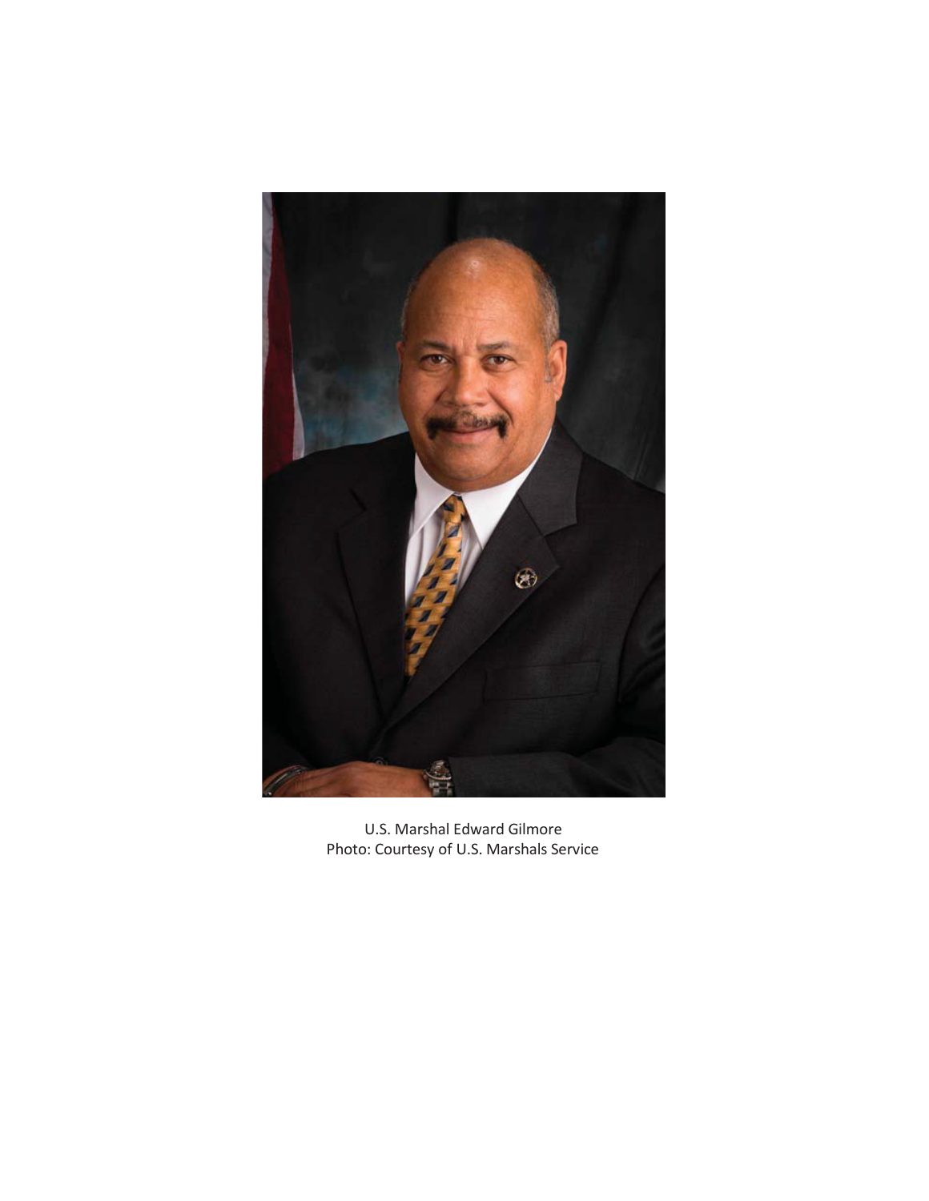U.S. Marshal Edward Gilmore
Photo: Courtesy of U.S. Marshals Service